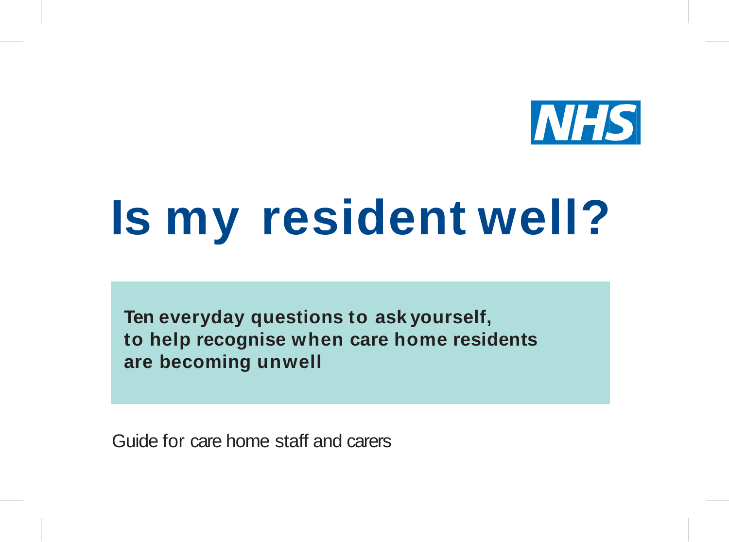NHS

# Is my resident well?

**Ten everyday questions to ask yourself, to help recognise when care home residents are becoming unwell**

Guide for care home staff and carers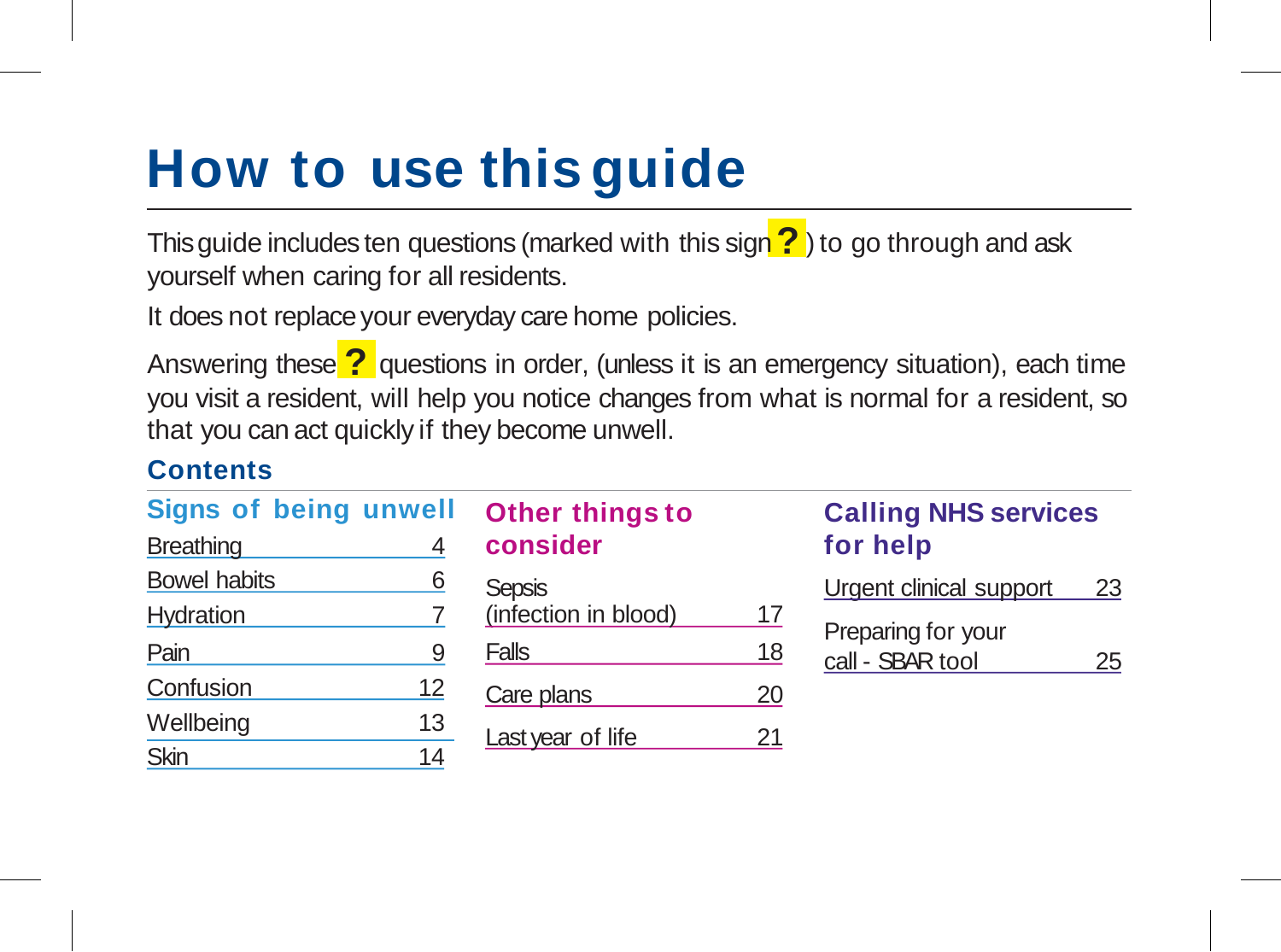# How to use this guide

This guide includes ten questions (marked with this sign **?**) to go through and ask yourself when caring for all residents.

It does not replace your everyday care home policies.

Answering these **?** questions in order, (unless it is an emergency situation), each time you visit a resident, will help you notice changes from what is normal for a resident, so that you can act quickly if they become unwell.

## Contents

### Signs of being unwell

| | |
|---|---|
| Breathing | 4 |
| Bowel habits | 6 |
| Hydration | 7 |
| Pain | 9 |
| Confusion | 12 |
| Wellbeing | 13 |
| Skin | 14 |

### Other things to consider

| | |
|---|---|
| Sepsis (infection in blood) | 17 |
| Falls | 18 |
| Care plans | 20 |
| Last year of life | 21 |

### Calling NHS services for help

| | |
|---|---|
| Urgent clinical support | 23 |
| Preparing for your call - SBAR tool | 25 |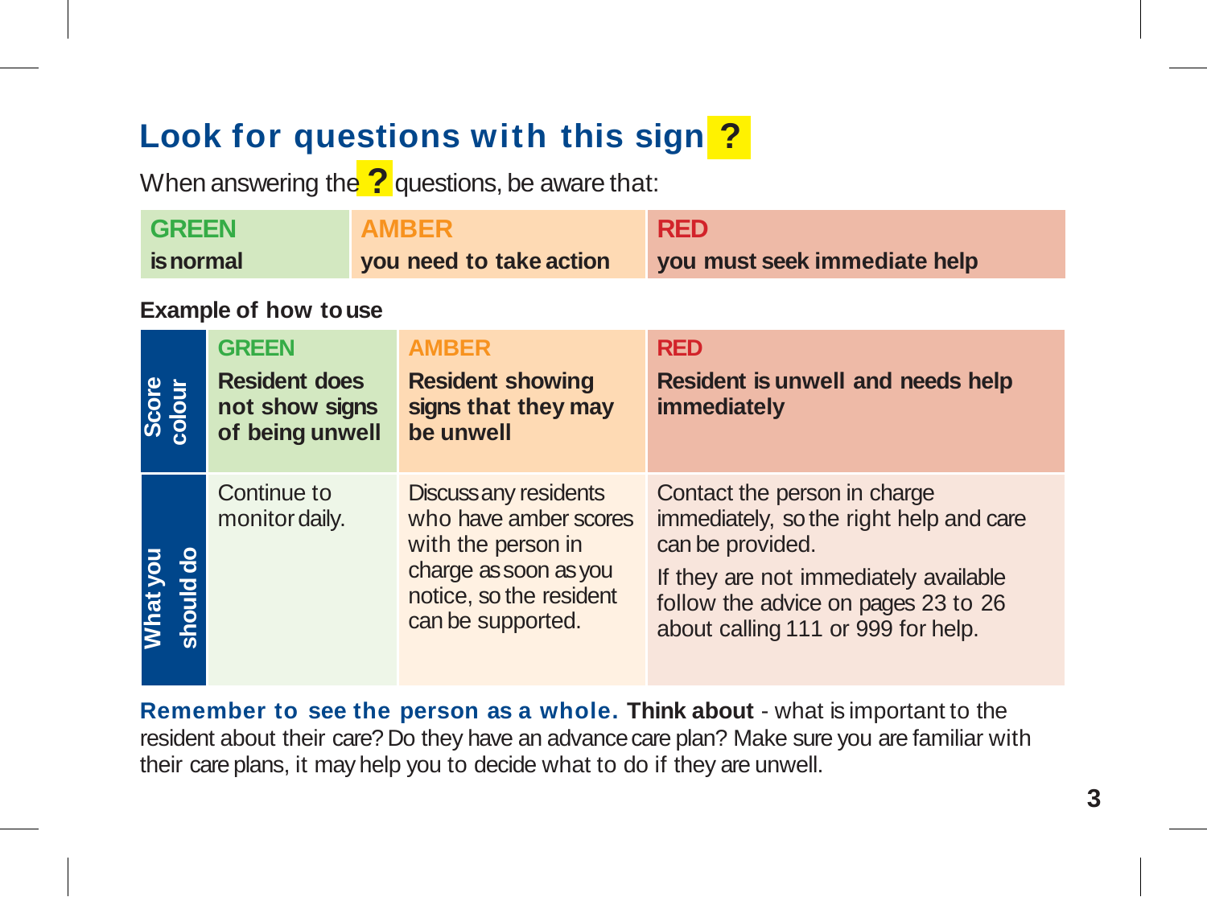## Look for questions with this sign ?

When answering the ? questions, be aware that:

| GREEN | AMBER | RED |
|---|---|---|
| **is normal** | **you need to take action** | **you must seek immediate help** |

**Example of how to use**

| | GREEN | AMBER | RED |
|---|---|---|---|
| **Score colour** | **Resident does not show signs of being unwell** | **Resident showing signs that they may be unwell** | **Resident is unwell and needs help immediately** |
| **What you should do** | Continue to monitor daily. | Discuss any residents who have amber scores with the person in charge as soon as you notice, so the resident can be supported. | Contact the person in charge immediately, so the right help and care can be provided. If they are not immediately available follow the advice on pages 23 to 26 about calling 111 or 999 for help. |

**Remember to see the person as a whole. Think about** - what is important to the resident about their care? Do they have an advance care plan? Make sure you are familiar with their care plans, it may help you to decide what to do if they are unwell.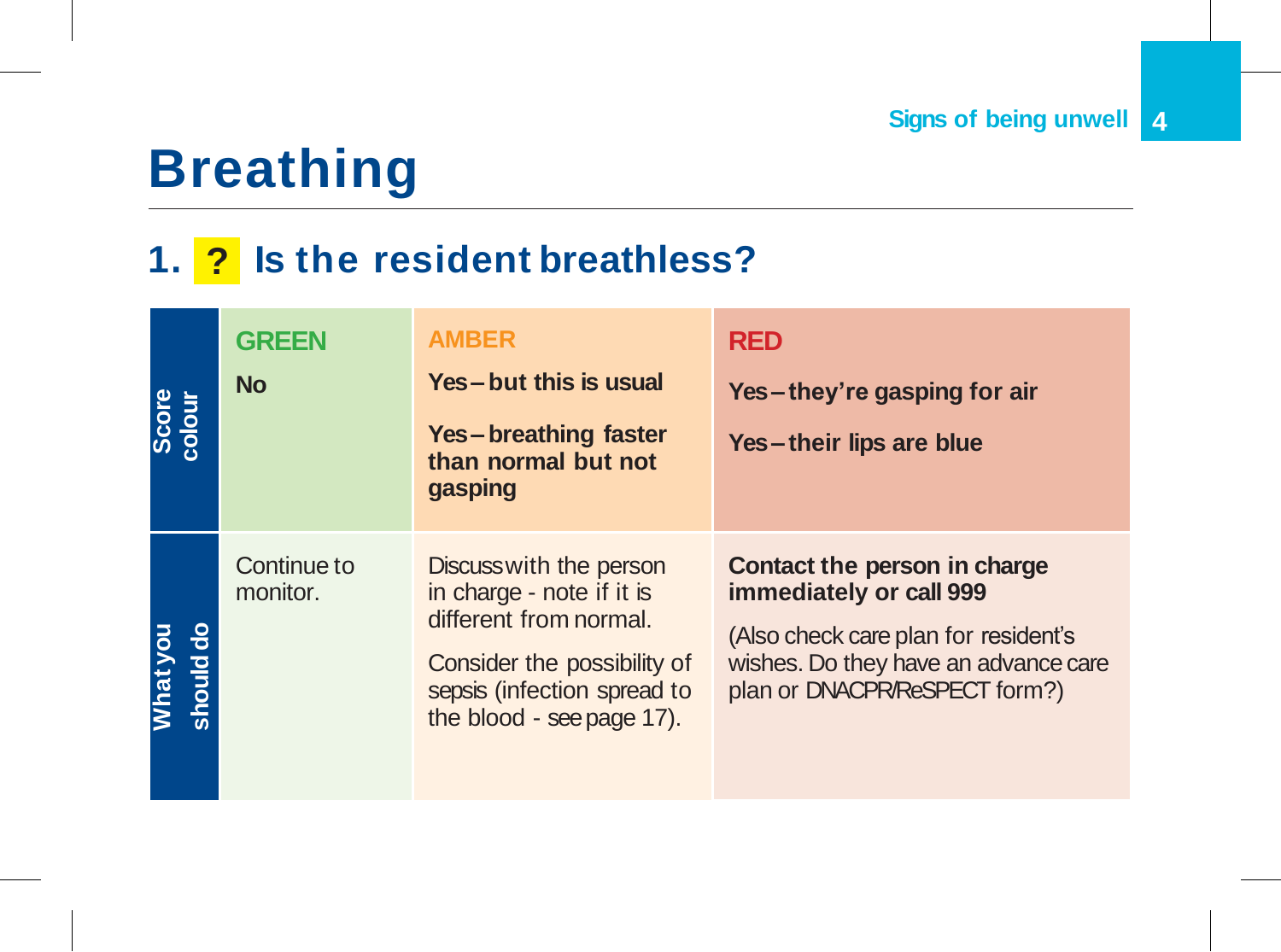# Breathing

## 1. ? Is the resident breathless?

| Score colour | GREEN | AMBER | RED |
|---|---|---|---|
| | **No** | **Yes – but this is usual**<br><br>**Yes – breathing faster than normal but not gasping** | **Yes – they're gasping for air**<br><br>**Yes – their lips are blue** |
| What you should do | Continue to monitor. | Discuss with the person in charge - note if it is different from normal.<br><br>Consider the possibility of sepsis (infection spread to the blood - see page 17). | **Contact the person in charge immediately or call 999**<br><br>(Also check care plan for resident's wishes. Do they have an advance care plan or DNACPR/ReSPECT form?) |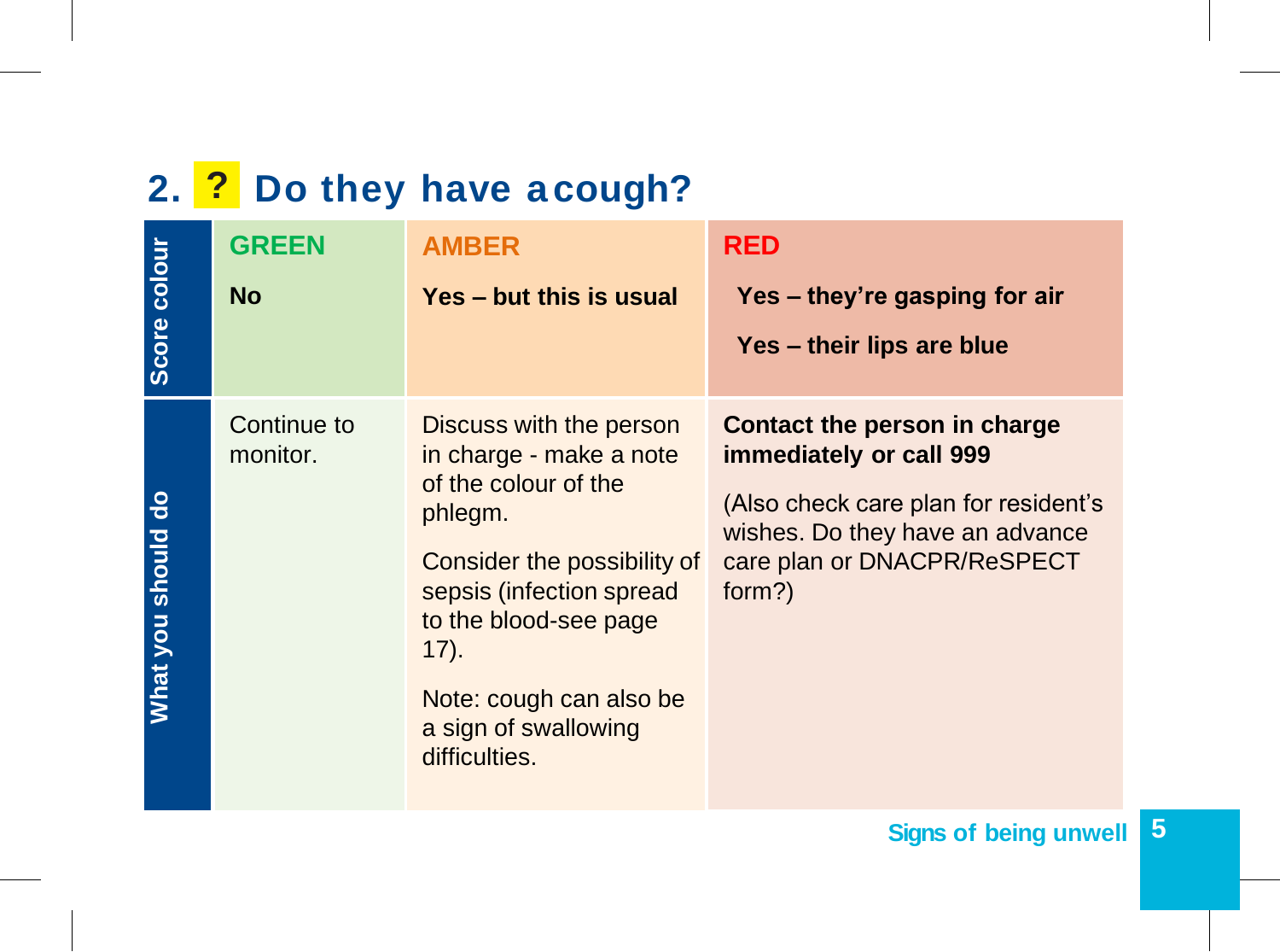## 2. ? Do they have a cough?

| | GREEN | AMBER | RED |
|---|---|---|---|
| **Score colour** | **No** | **Yes – but this is usual** | **Yes – they're gasping for air**<br><br>**Yes – their lips are blue** |
| **What you should do** | Continue to monitor. | Discuss with the person in charge - make a note of the colour of the phlegm.<br><br>Consider the possibility of sepsis (infection spread to the blood-see page 17).<br><br>Note: cough can also be a sign of swallowing difficulties. | **Contact the person in charge immediately or call 999**<br><br>(Also check care plan for resident's wishes. Do they have an advance care plan or DNACPR/ReSPECT form?) |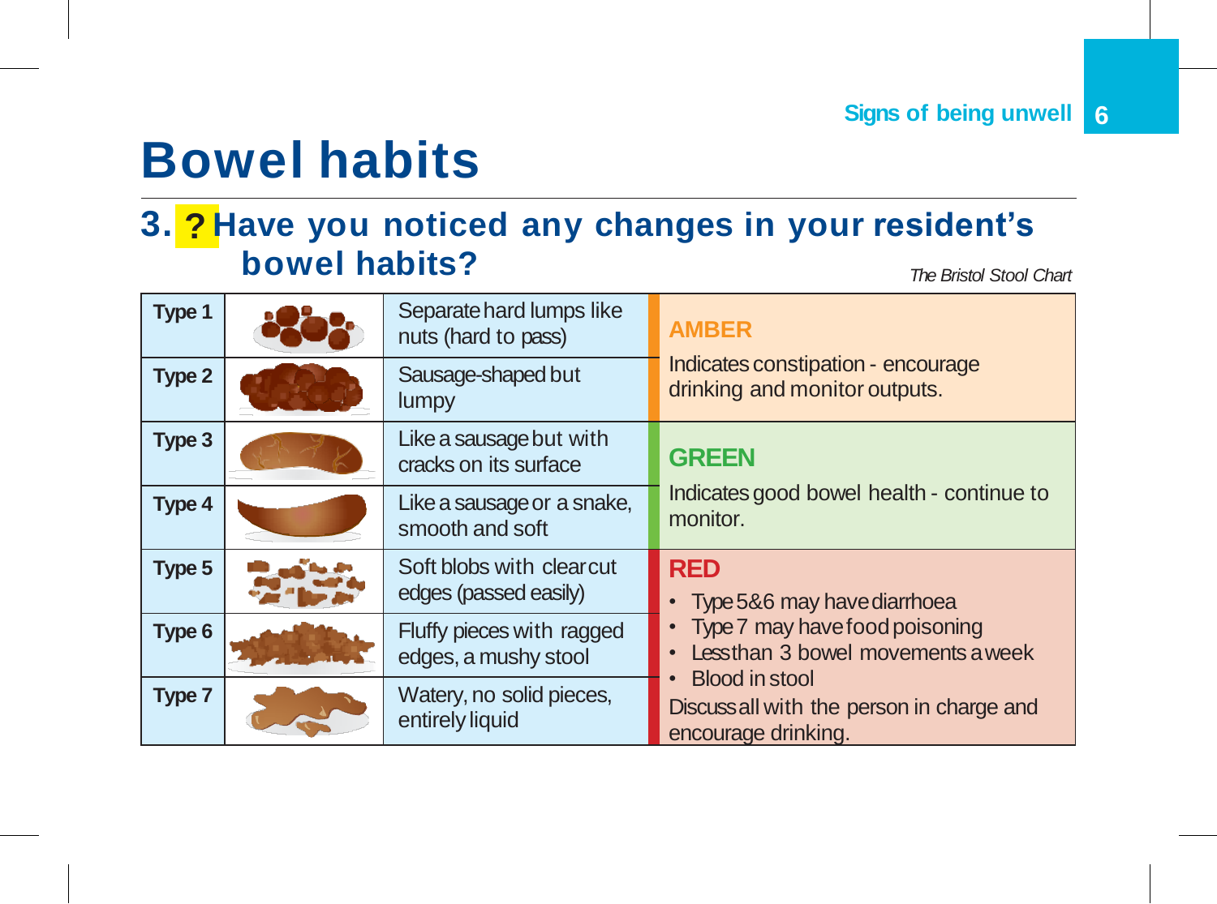# Bowel habits

## 3. ? Have you noticed any changes in your resident's bowel habits?

*The Bristol Stool Chart*

| Type | | Description | Indication |
|---|---|---|---|
| Type 1 | | Separate hard lumps like nuts (hard to pass) | **AMBER** Indicates constipation - encourage drinking and monitor outputs. |
| Type 2 | | Sausage-shaped but lumpy | |
| Type 3 | | Like a sausage but with cracks on its surface | **GREEN** Indicates good bowel health - continue to monitor. |
| Type 4 | | Like a sausage or a snake, smooth and soft | |
| Type 5 | | Soft blobs with clear cut edges (passed easily) | **RED** • Type 5&6 may have diarrhoea • Type 7 may have food poisoning • Less than 3 bowel movements a week • Blood in stool Discuss all with the person in charge and encourage drinking. |
| Type 6 | | Fluffy pieces with ragged edges, a mushy stool | |
| Type 7 | | Watery, no solid pieces, entirely liquid | |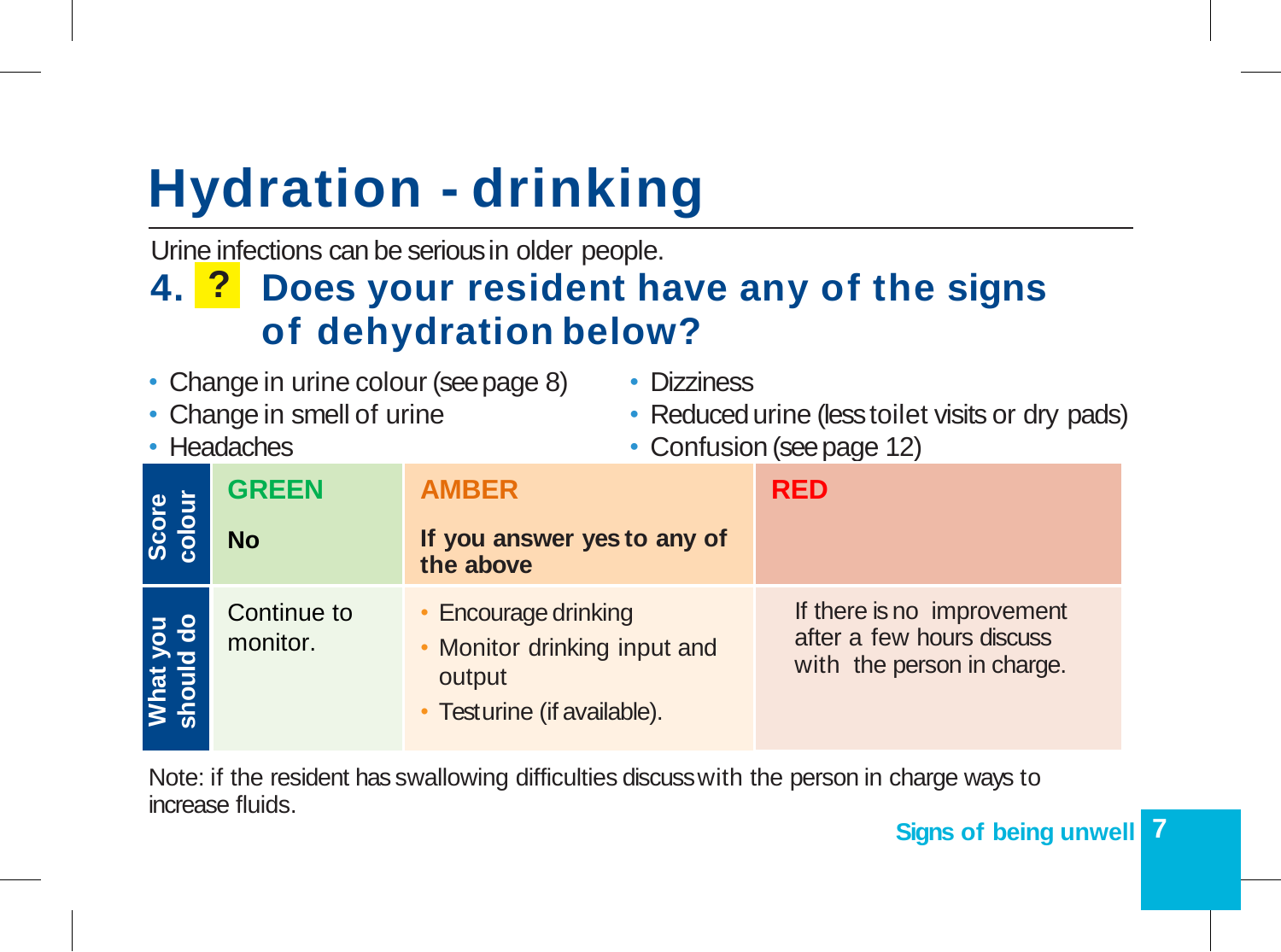# Hydration - drinking

Urine infections can be serious in older people.

## 4. ? Does your resident have any of the signs of dehydration below?

- Change in urine colour (see page 8)
- Change in smell of urine
- Headaches
- Dizziness
- Reduced urine (less toilet visits or dry pads)
- Confusion (see page 12)

| Score colour | GREEN<br>No | AMBER<br>If you answer yes to any of the above | RED |
|---|---|---|---|
| What you should do | Continue to monitor. | • Encourage drinking<br>• Monitor drinking input and output<br>• Test urine (if available). | If there is no improvement after a few hours discuss with the person in charge. |

Note: if the resident has swallowing difficulties discuss with the person in charge ways to increase fluids.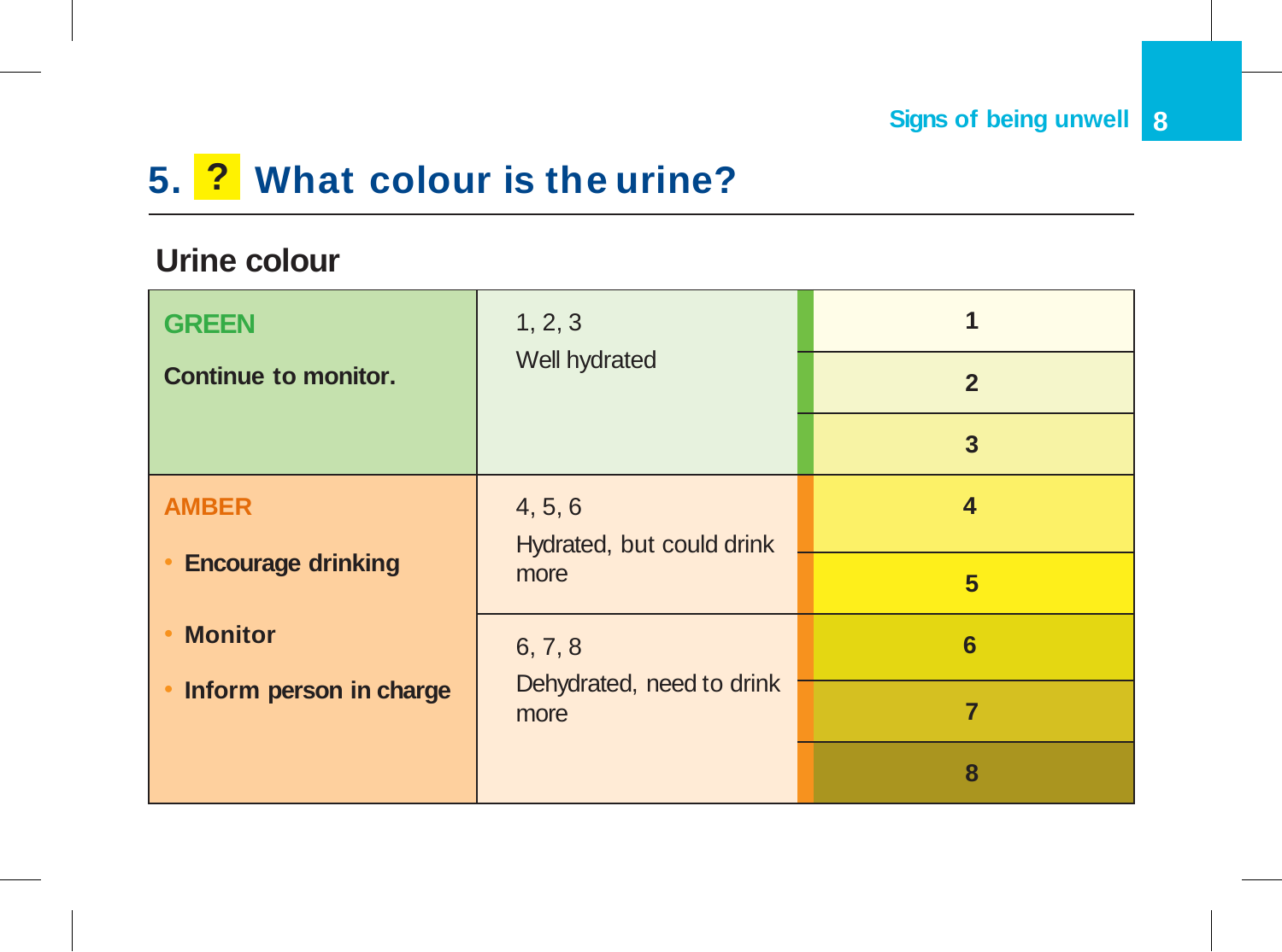## 5. ? What colour is the urine?

### Urine colour

| | | |
|---|---|---|
| **GREEN**<br><br>**Continue to monitor.** | 1, 2, 3<br>Well hydrated | 1 |
| | | 2 |
| | | 3 |
| **AMBER**<br><br>• **Encourage drinking**<br>• **Monitor**<br>• **Inform person in charge** | 4, 5, 6<br>Hydrated, but could drink more | 4 |
| | | 5 |
| | 6, 7, 8<br>Dehydrated, need to drink more | 6 |
| | | 7 |
| | | 8 |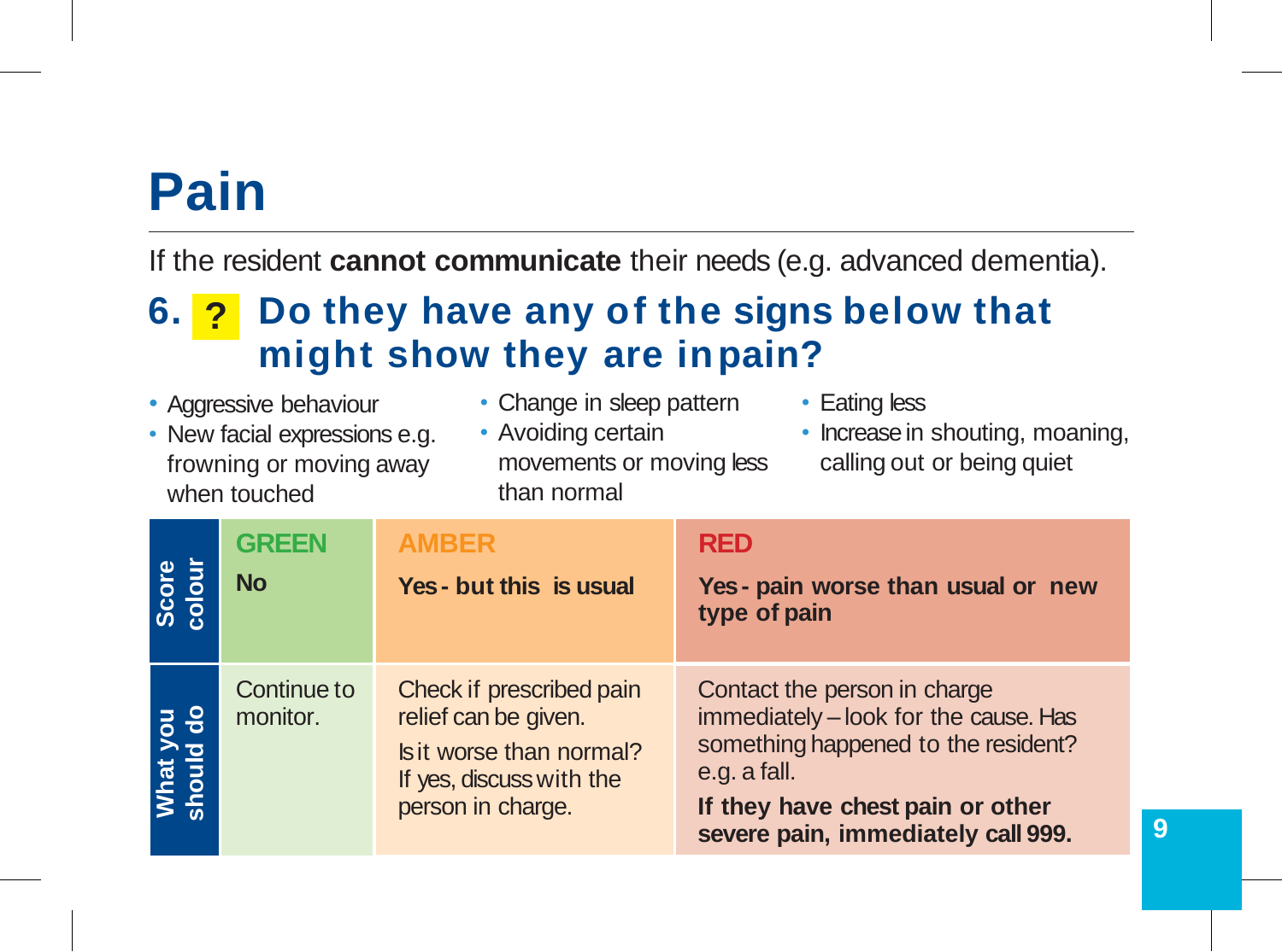# Pain

If the resident **cannot communicate** their needs (e.g. advanced dementia).

## 6. ? Do they have any of the signs below that might show they are in pain?

- Aggressive behaviour
- New facial expressions e.g. frowning or moving away when touched
- Change in sleep pattern
- Avoiding certain movements or moving less than normal
- Eating less
- Increase in shouting, moaning, calling out or being quiet

| Score colour | GREEN | AMBER | RED |
|---|---|---|---|
| | **No** | **Yes - but this is usual** | **Yes - pain worse than usual or new type of pain** |
| **What you should do** | Continue to monitor. | Check if prescribed pain relief can be given.<br><br>Is it worse than normal? If yes, discuss with the person in charge. | Contact the person in charge immediately – look for the cause. Has something happened to the resident? e.g. a fall.<br><br>**If they have chest pain or other severe pain, immediately call 999.** |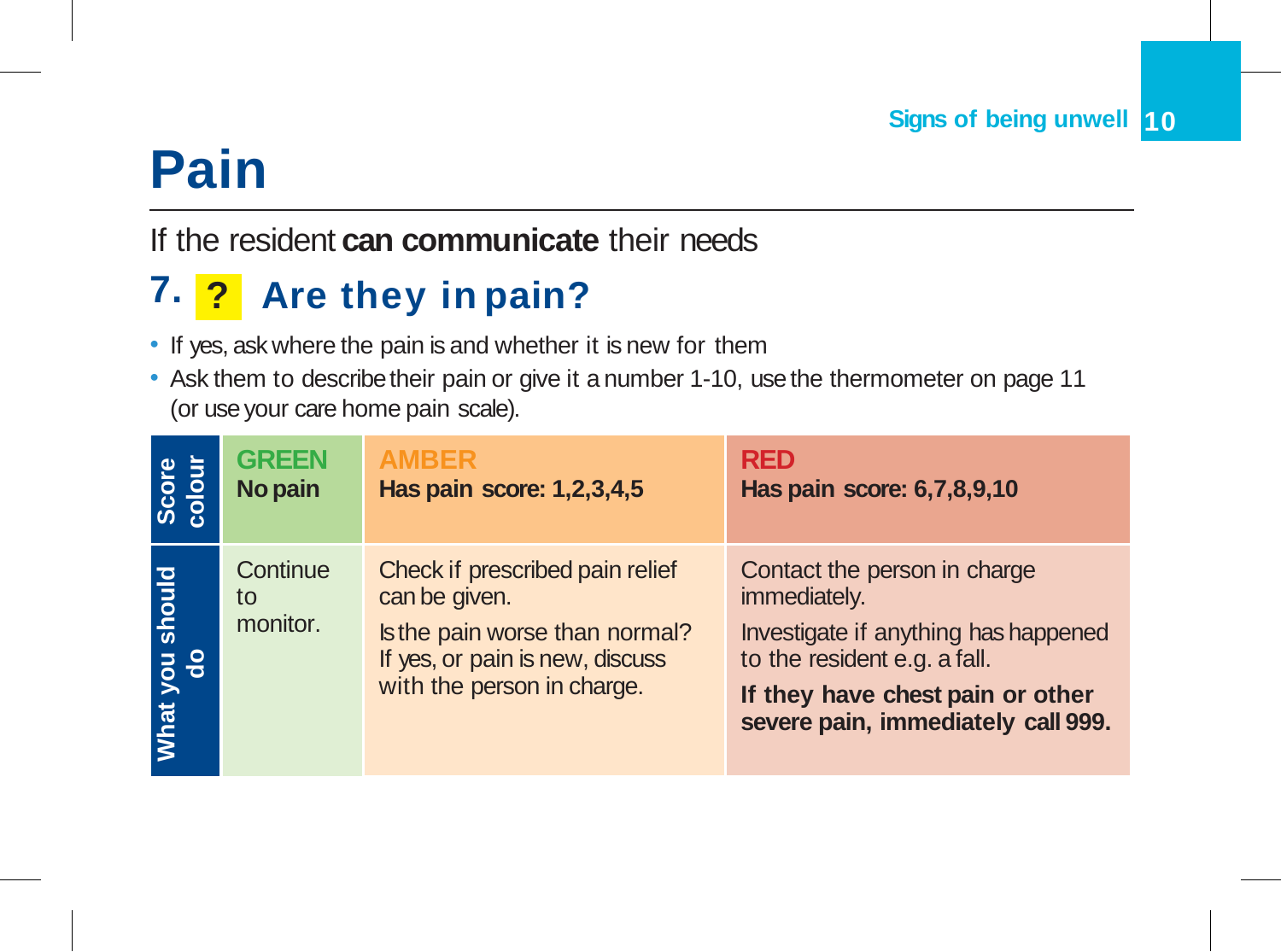# Pain

If the resident **can communicate** their needs

## 7. ? Are they in pain?

- If yes, ask where the pain is and whether it is new for them
- Ask them to describe their pain or give it a number 1-10, use the thermometer on page 11 (or use your care home pain scale).

| **Score colour** | **GREEN**<br>**No pain** | **AMBER**<br>**Has pain score: 1,2,3,4,5** | **RED**<br>**Has pain score: 6,7,8,9,10** |
|---|---|---|---|
| **What you should do** | Continue to monitor. | Check if prescribed pain relief can be given.<br>Is the pain worse than normal? If yes, or pain is new, discuss with the person in charge. | Contact the person in charge immediately.<br>Investigate if anything has happened to the resident e.g. a fall.<br>**If they have chest pain or other severe pain, immediately call 999.** |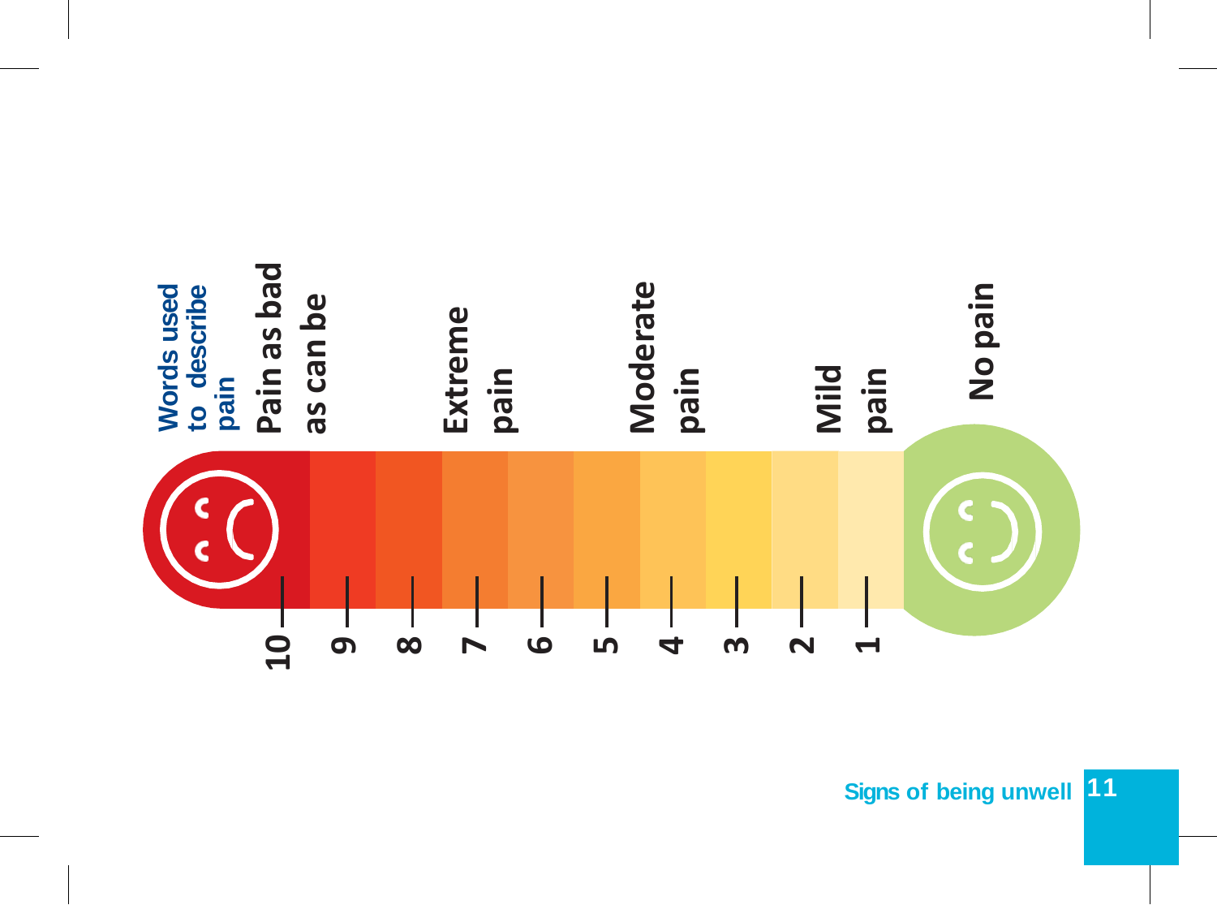**Words used to describe pain**

| Score | Words used to describe pain |
|---|---|
| 10 | Pain as bad as can be |
| 9 | |
| 8 | |
| 7 | Extreme pain |
| 6 | |
| 5 | |
| 4 | Moderate pain |
| 3 | |
| 2 | Mild pain |
| 1 | |
| | No pain |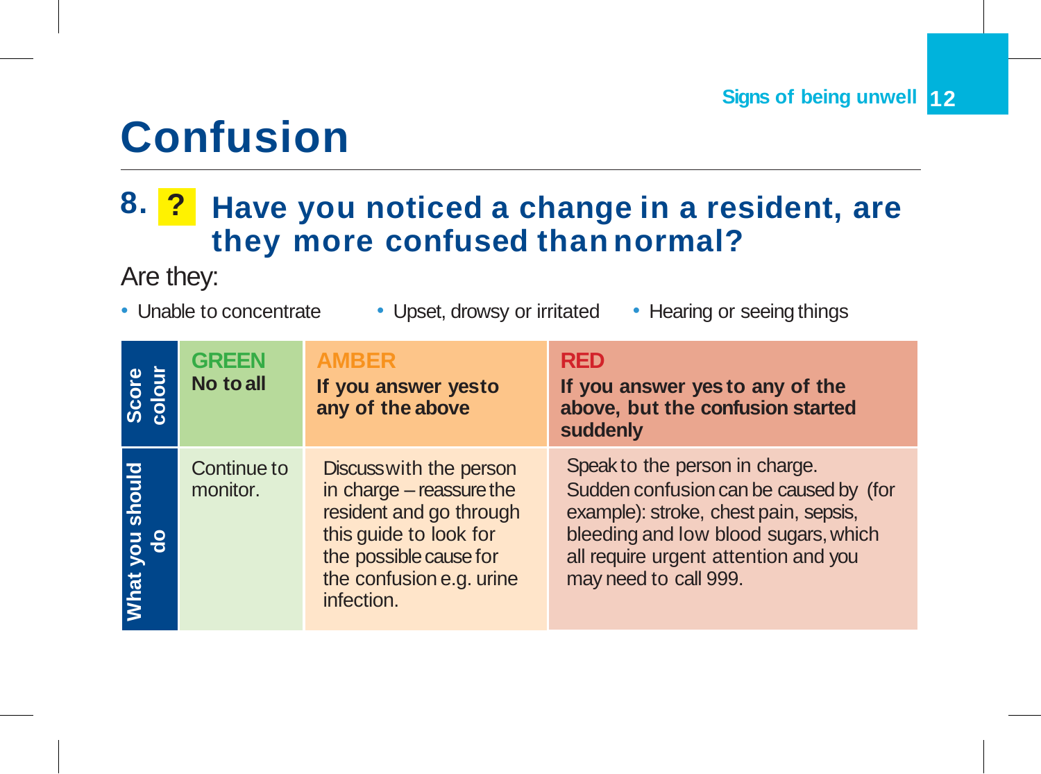# Confusion

## 8. ? Have you noticed a change in a resident, are they more confused than normal?

Are they:

- Unable to concentrate
- Upset, drowsy or irritated
- Hearing or seeing things

| Score colour | GREEN<br>**No to all** | AMBER<br>**If you answer yes to any of the above** | RED<br>**If you answer yes to any of the above, but the confusion started suddenly** |
|---|---|---|---|
| **What you should do** | Continue to monitor. | Discuss with the person in charge – reassure the resident and go through this guide to look for the possible cause for the confusion e.g. urine infection. | Speak to the person in charge. Sudden confusion can be caused by (for example): stroke, chest pain, sepsis, bleeding and low blood sugars, which all require urgent attention and you may need to call 999. |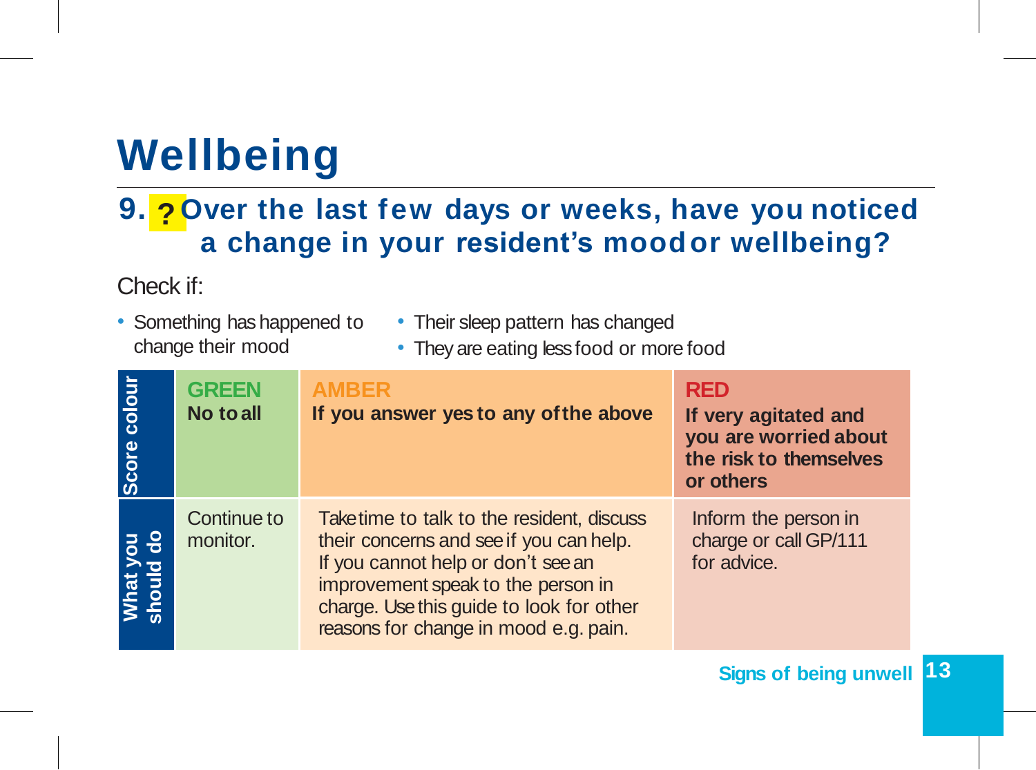# Wellbeing

## 9. ? Over the last few days or weeks, have you noticed a change in your resident's mood or wellbeing?

Check if:

- Something has happened to change their mood
- Their sleep pattern has changed
- They are eating less food or more food

| Score colour | GREEN<br>**No to all** | AMBER<br>**If you answer yes to any of the above** | RED<br>**If very agitated and you are worried about the risk to themselves or others** |
|---|---|---|---|
| **What you should do** | Continue to monitor. | Take time to talk to the resident, discuss their concerns and see if you can help. If you cannot help or don't see an improvement speak to the person in charge. Use this guide to look for other reasons for change in mood e.g. pain. | Inform the person in charge or call GP/111 for advice. |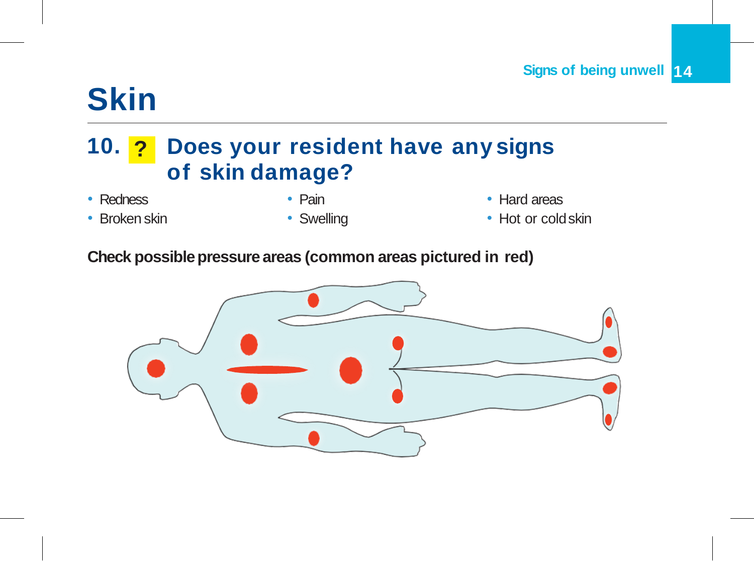# Skin

## 10. ? Does your resident have any signs of skin damage?

- Redness
- Broken skin
- Pain
- Swelling
- Hard areas
- Hot or cold skin

**Check possible pressure areas (common areas pictured in red)**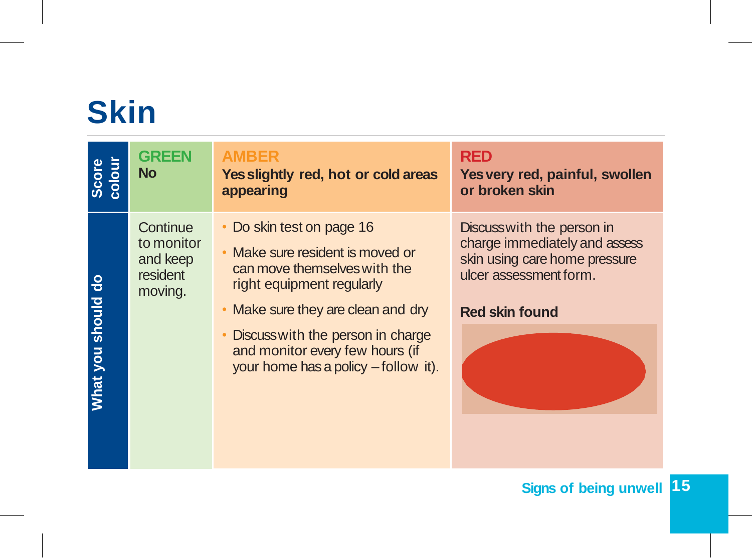# Skin

| Score colour | GREEN<br>**No** | AMBER<br>**Yes slightly red, hot or cold areas appearing** | RED<br>**Yes very red, painful, swollen or broken skin** |
|---|---|---|---|
| What you should do | Continue to monitor and keep resident moving. | • Do skin test on page 16<br>• Make sure resident is moved or can move themselves with the right equipment regularly<br>• Make sure they are clean and dry<br>• Discuss with the person in charge and monitor every few hours (if your home has a policy – follow it). | Discuss with the person in charge immediately and assess skin using care home pressure ulcer assessment form.<br><br>**Red skin found** |

Signs of being unwell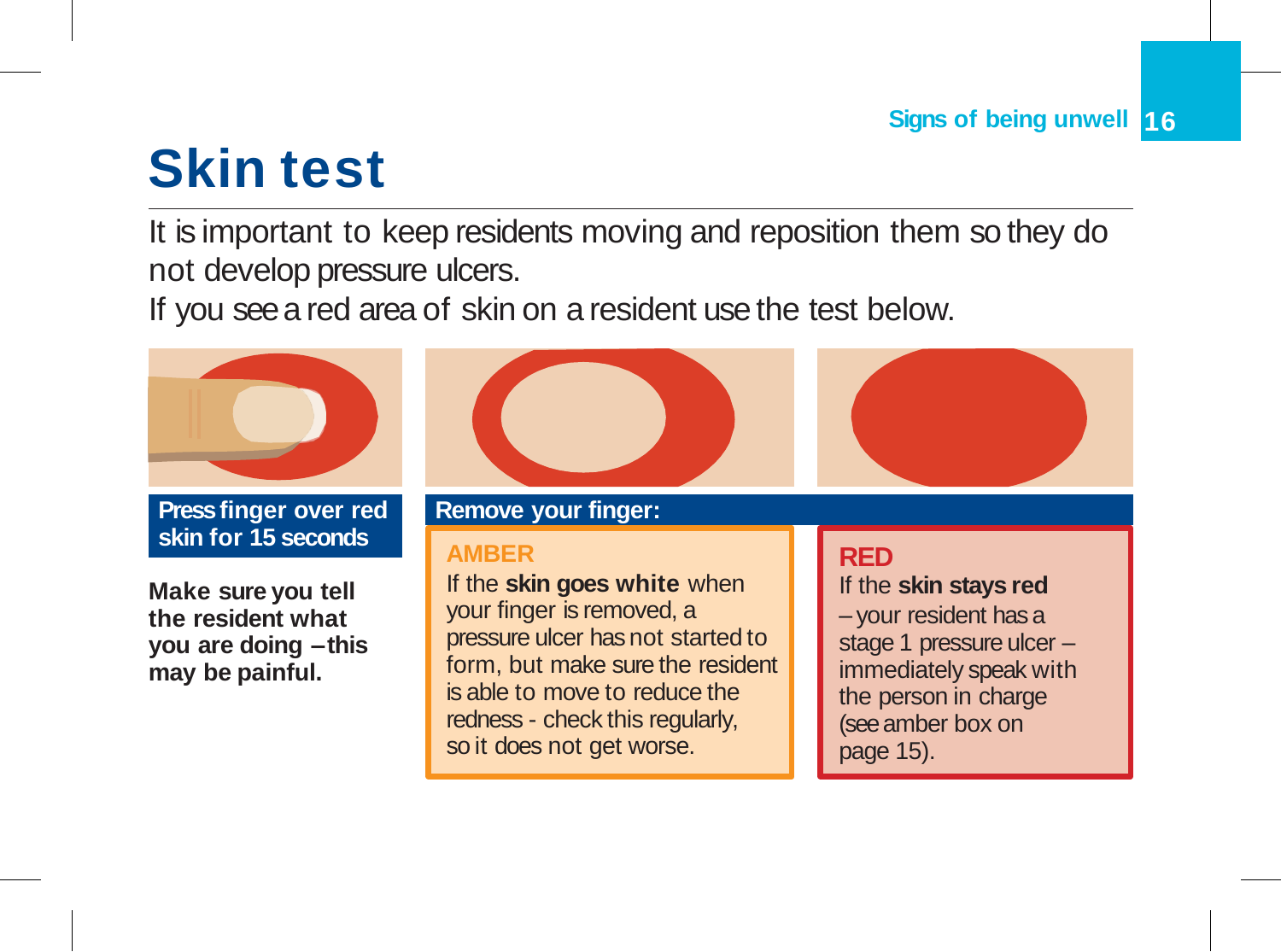# Skin test

It is important to keep residents moving and reposition them so they do not develop pressure ulcers.

If you see a red area of skin on a resident use the test below.

**Press finger over red skin for 15 seconds**

**Make sure you tell the resident what you are doing – this may be painful.**

**Remove your finger:**

**AMBER**

If the **skin goes white** when your finger is removed, a pressure ulcer has not started to form, but make sure the resident is able to move to reduce the redness - check this regularly, so it does not get worse.

**RED**

If the **skin stays red** – your resident has a stage 1 pressure ulcer – immediately speak with the person in charge (see amber box on page 15).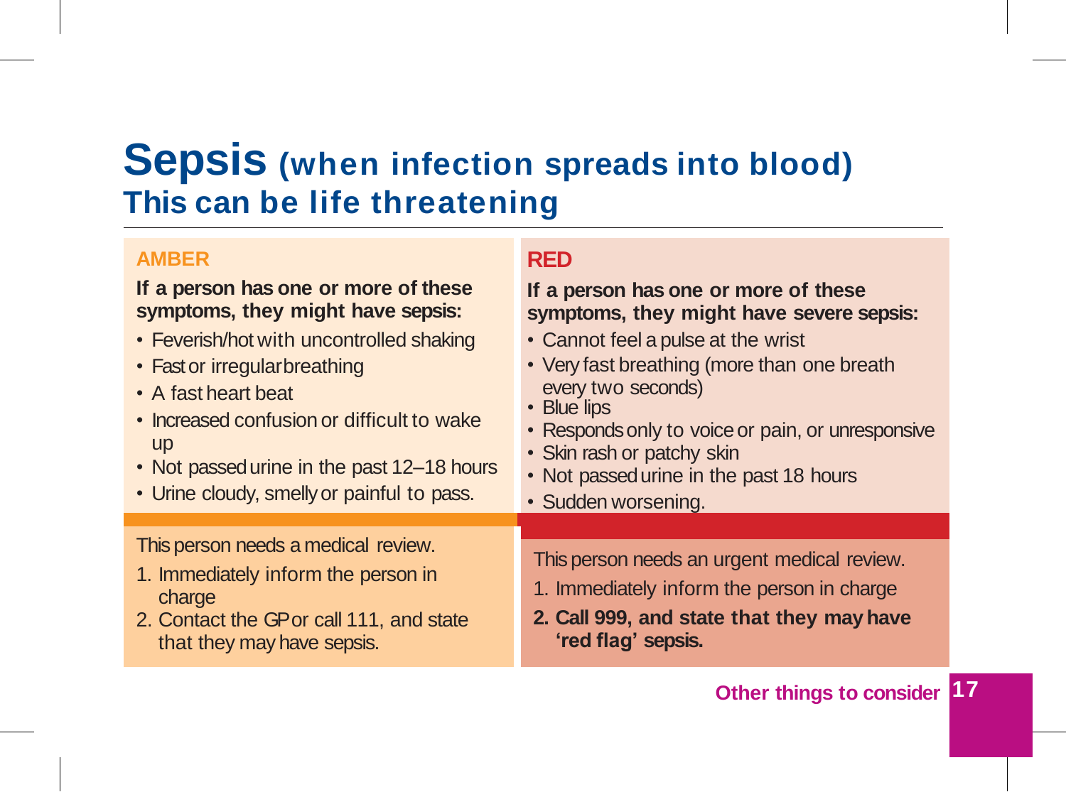# Sepsis (when infection spreads into blood)

## This can be life threatening

### AMBER

**If a person has one or more of these symptoms, they might have sepsis:**

- Feverish/hot with uncontrolled shaking
- Fast or irregular breathing
- A fast heart beat
- Increased confusion or difficult to wake up
- Not passed urine in the past 12–18 hours
- Urine cloudy, smelly or painful to pass.

This person needs a medical review.

1. Immediately inform the person in charge
2. Contact the GP or call 111, and state that they may have sepsis.

### RED

**If a person has one or more of these symptoms, they might have severe sepsis:**

- Cannot feel a pulse at the wrist
- Very fast breathing (more than one breath every two seconds)
- Blue lips
- Responds only to voice or pain, or unresponsive
- Skin rash or patchy skin
- Not passed urine in the past 18 hours
- Sudden worsening.

This person needs an urgent medical review.

1. Immediately inform the person in charge
2. **Call 999, and state that they may have 'red flag' sepsis.**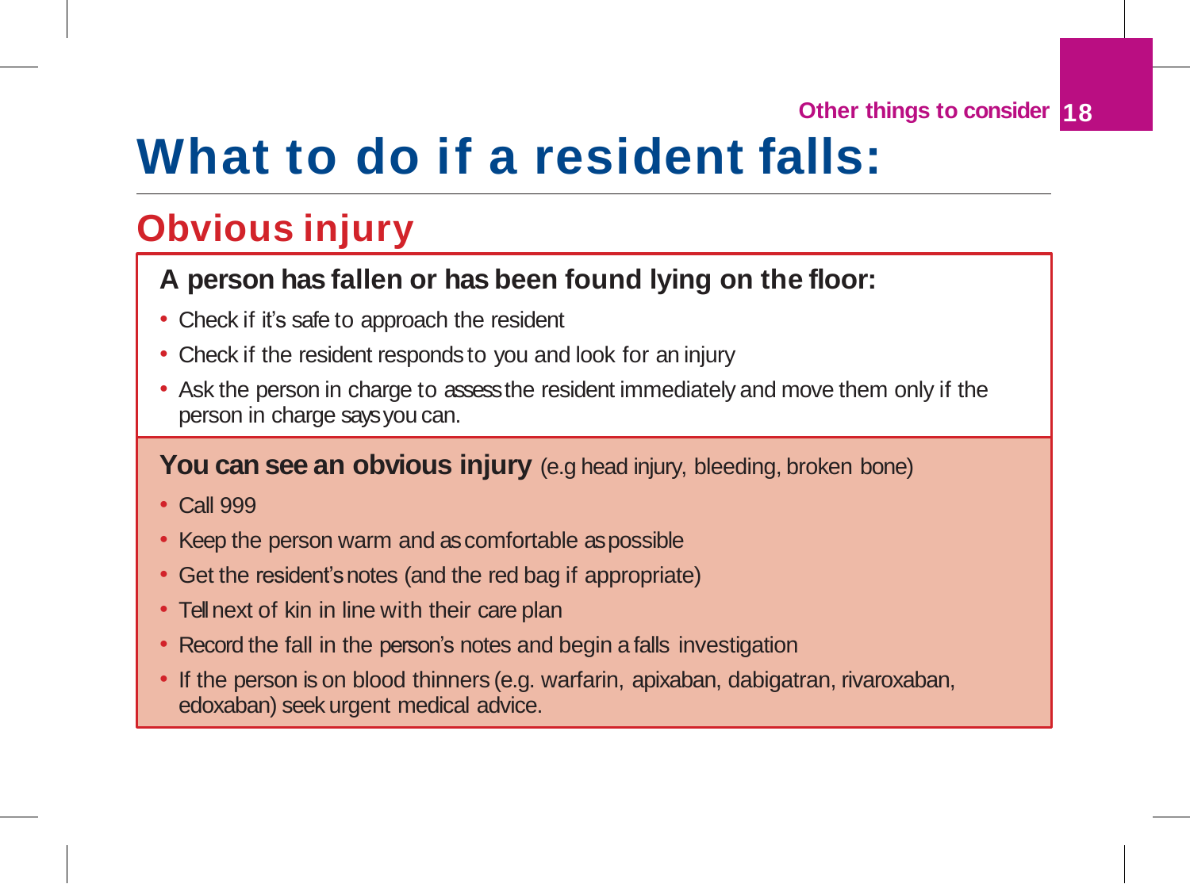# What to do if a resident falls:

## Obvious injury

**A person has fallen or has been found lying on the floor:**

- Check if it's safe to approach the resident
- Check if the resident responds to you and look for an injury
- Ask the person in charge to assess the resident immediately and move them only if the person in charge says you can.

**You can see an obvious injury** (e.g head injury, bleeding, broken bone)

- Call 999
- Keep the person warm and as comfortable as possible
- Get the resident's notes (and the red bag if appropriate)
- Tell next of kin in line with their care plan
- Record the fall in the person's notes and begin a falls investigation
- If the person is on blood thinners (e.g. warfarin, apixaban, dabigatran, rivaroxaban, edoxaban) seek urgent medical advice.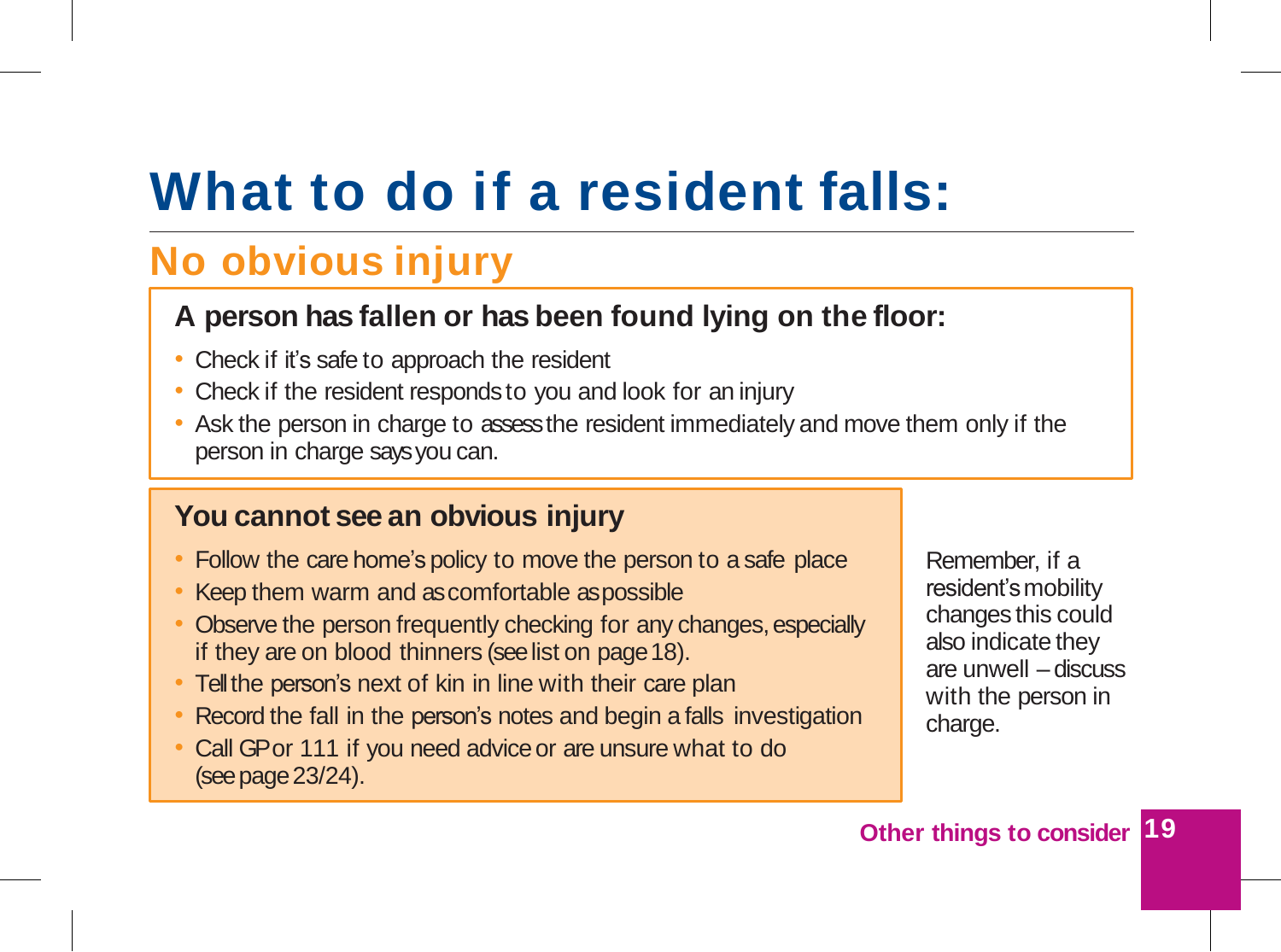# What to do if a resident falls:

## No obvious injury

**A person has fallen or has been found lying on the floor:**

- Check if it's safe to approach the resident
- Check if the resident responds to you and look for an injury
- Ask the person in charge to assess the resident immediately and move them only if the person in charge says you can.

### You cannot see an obvious injury

- Follow the care home's policy to move the person to a safe place
- Keep them warm and as comfortable as possible
- Observe the person frequently checking for any changes, especially if they are on blood thinners (see list on page 18).
- Tell the person's next of kin in line with their care plan
- Record the fall in the person's notes and begin a falls investigation
- Call GP or 111 if you need advice or are unsure what to do (see page 23/24).

Remember, if a resident's mobility changes this could also indicate they are unwell – discuss with the person in charge.

Other things to consider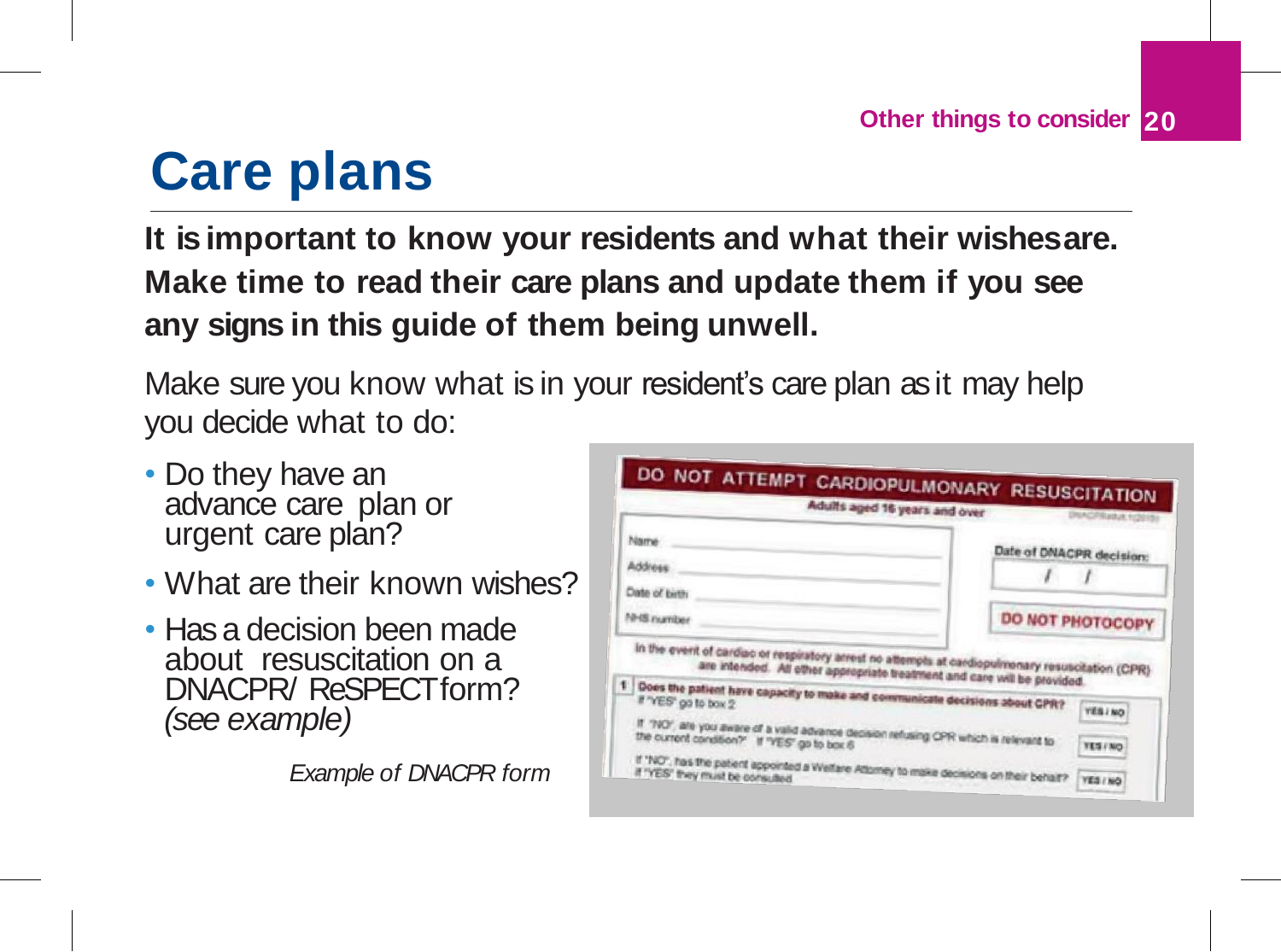# Care plans

**It is important to know your residents and what their wishes are. Make time to read their care plans and update them if you see any signs in this guide of them being unwell.**

Make sure you know what is in your resident's care plan as it may help you decide what to do:

- Do they have an advance care plan or urgent care plan?
- What are their known wishes?
- Has a decision been made about resuscitation on a DNACPR/ ReSPECT form? *(see example)*

*Example of DNACPR form*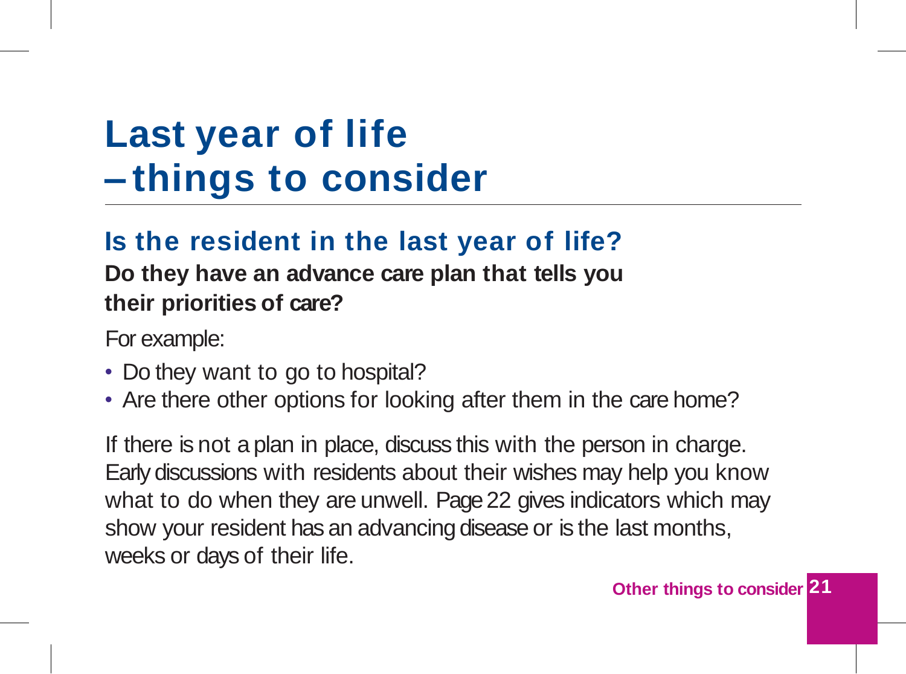# Last year of life – things to consider

## Is the resident in the last year of life?

**Do they have an advance care plan that tells you their priorities of care?**

For example:

- Do they want to go to hospital?
- Are there other options for looking after them in the care home?

If there is not a plan in place, discuss this with the person in charge. Early discussions with residents about their wishes may help you know what to do when they are unwell. Page 22 gives indicators which may show your resident has an advancing disease or is the last months, weeks or days of their life.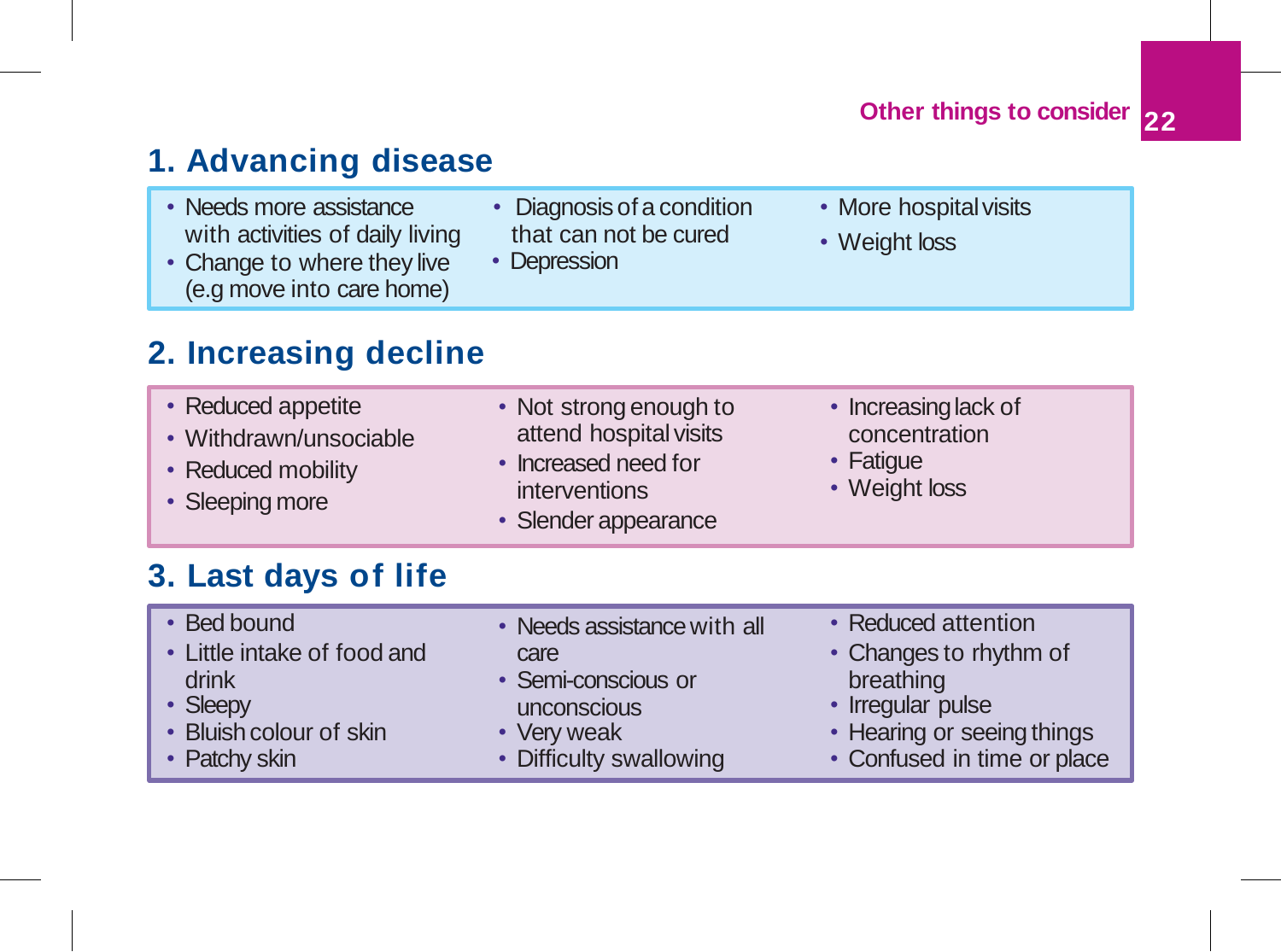## 1. Advancing disease

- Needs more assistance with activities of daily living
- Change to where they live (e.g move into care home)
- Diagnosis of a condition that can not be cured
- Depression
- More hospital visits
- Weight loss

## 2. Increasing decline

- Reduced appetite
- Withdrawn/unsociable
- Reduced mobility
- Sleeping more
- Not strong enough to attend hospital visits
- Increased need for interventions
- Slender appearance
- Increasing lack of concentration
- Fatigue
- Weight loss

## 3. Last days of life

- Bed bound
- Little intake of food and drink
- Sleepy
- Bluish colour of skin
- Patchy skin
- Needs assistance with all care
- Semi-conscious or unconscious
- Very weak
- Difficulty swallowing
- Reduced attention
- Changes to rhythm of breathing
- Irregular pulse
- Hearing or seeing things
- Confused in time or place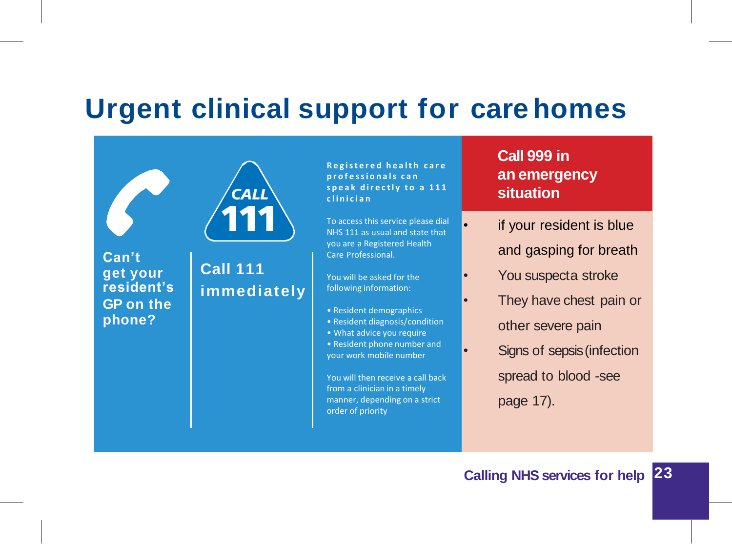# Urgent clinical support for care homes

**Can't get your resident's GP on the phone?**

CALL 111

**Call 111 immediately**

**Registered health care professionals can speak directly to a 111 clinician**

To access this service please dial NHS 111 as usual and state that you are a Registered Health Care Professional.

You will be asked for the following information:

- Resident demographics
- Resident diagnosis/condition
- What advice you require
- Resident phone number and your work mobile number

You will then receive a call back from a clinician in a timely manner, depending on a strict order of priority

## Call 999 in an emergency situation

- if your resident is blue and gasping for breath
- You suspect a stroke
- They have chest pain or other severe pain
- Signs of sepsis (infection spread to blood - see page 17).

Calling NHS services for help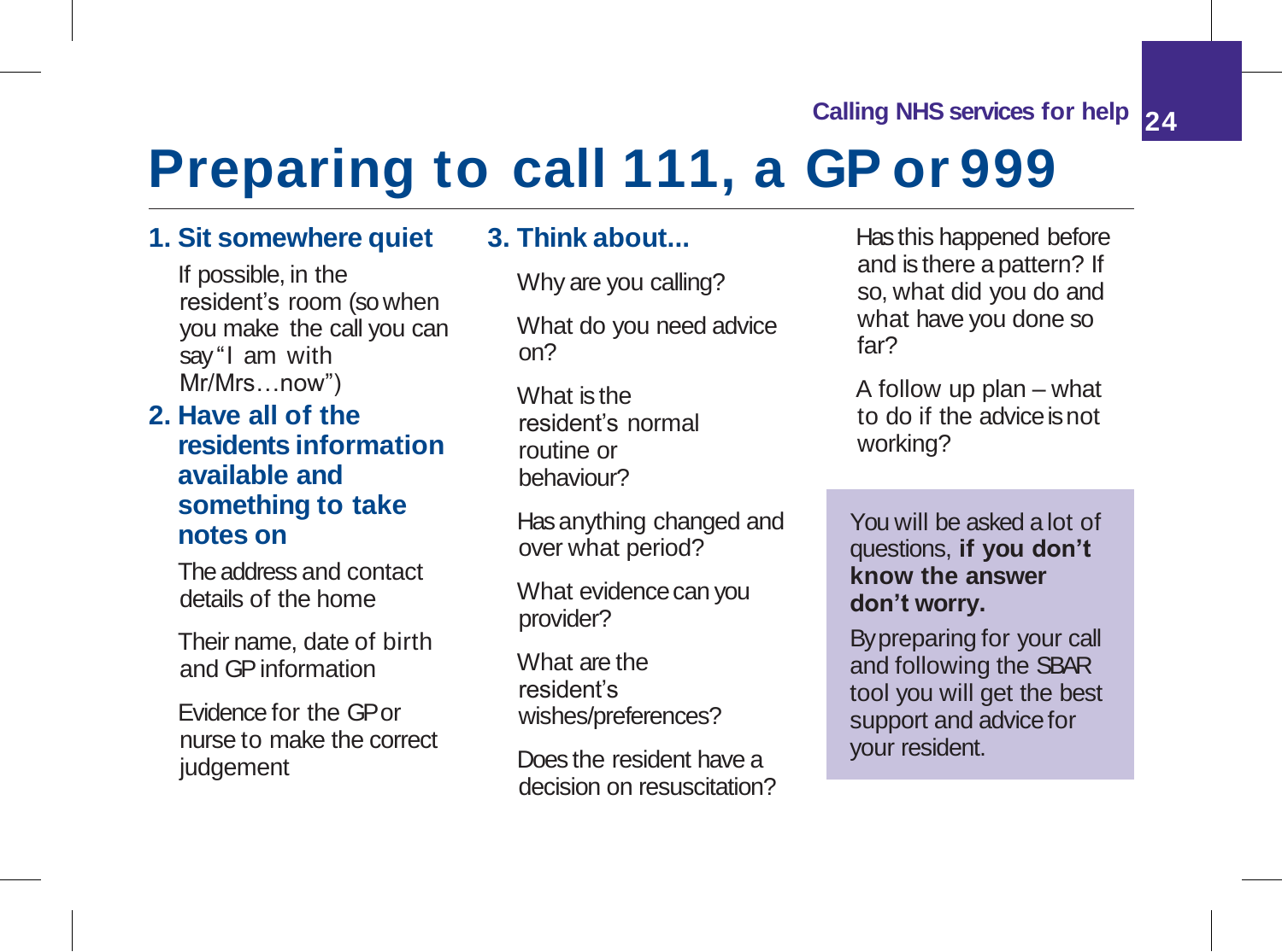// Calling NHS services for help (header omitted)

# Preparing to call 111, a GP or 999

### 1. Sit somewhere quiet

If possible, in the resident's room (so when you make the call you can say "I am with Mr/Mrs…now")

### 2. Have all of the residents information available and something to take notes on

The address and contact details of the home

Their name, date of birth and GP information

Evidence for the GP or nurse to make the correct judgement

### 3. Think about...

Why are you calling?

What do you need advice on?

What is the resident's normal routine or behaviour?

Has anything changed and over what period?

What evidence can you provider?

What are the resident's wishes/preferences?

Does the resident have a decision on resuscitation?

Has this happened before and is there a pattern? If so, what did you do and what have you done so far?

A follow up plan – what to do if the advice is not working?

You will be asked a lot of questions, **if you don't know the answer don't worry.**

By preparing for your call and following the SBAR tool you will get the best support and advice for your resident.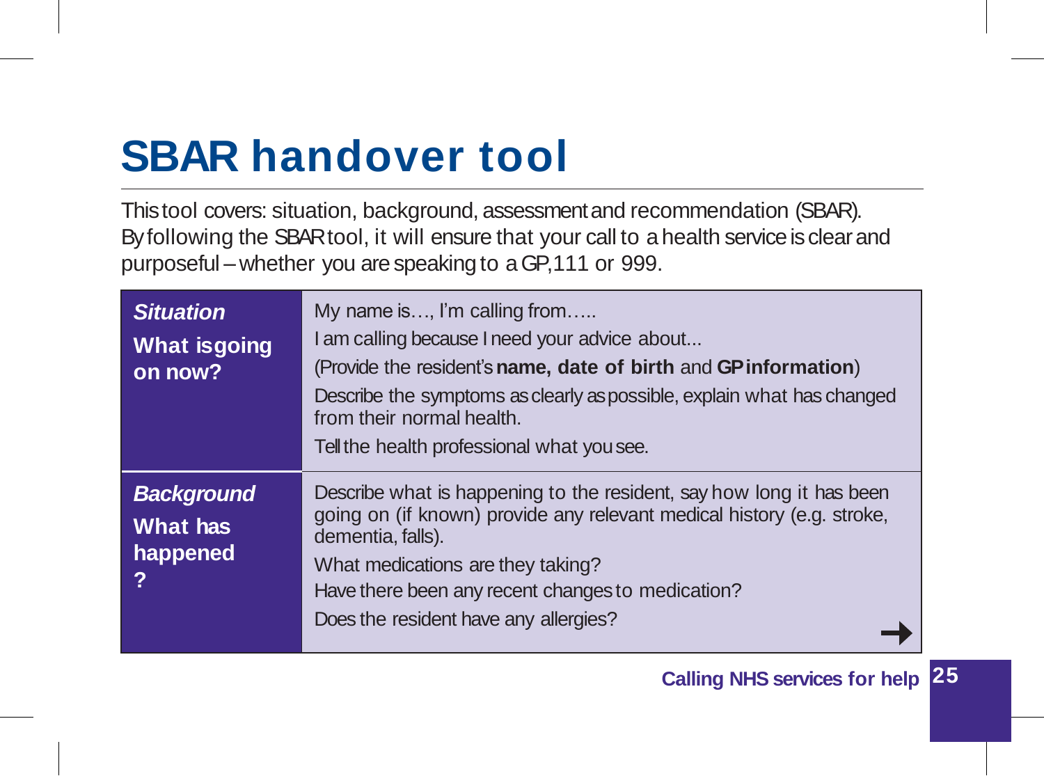# SBAR handover tool

This tool covers: situation, background, assessment and recommendation (SBAR). By following the SBAR tool, it will ensure that your call to a health service is clear and purposeful – whether you are speaking to a GP, 111 or 999.

| | |
|---|---|
| ***Situation*** **What is going on now?** | My name is…, I'm calling from….. I am calling because I need your advice about... (Provide the resident's **name, date of birth** and **GP information**) Describe the symptoms as clearly as possible, explain what has changed from their normal health. Tell the health professional what you see. |
| ***Background*** **What has happened ?** | Describe what is happening to the resident, say how long it has been going on (if known) provide any relevant medical history (e.g. stroke, dementia, falls). What medications are they taking? Have there been any recent changes to medication? Does the resident have any allergies? |

Calling NHS services for help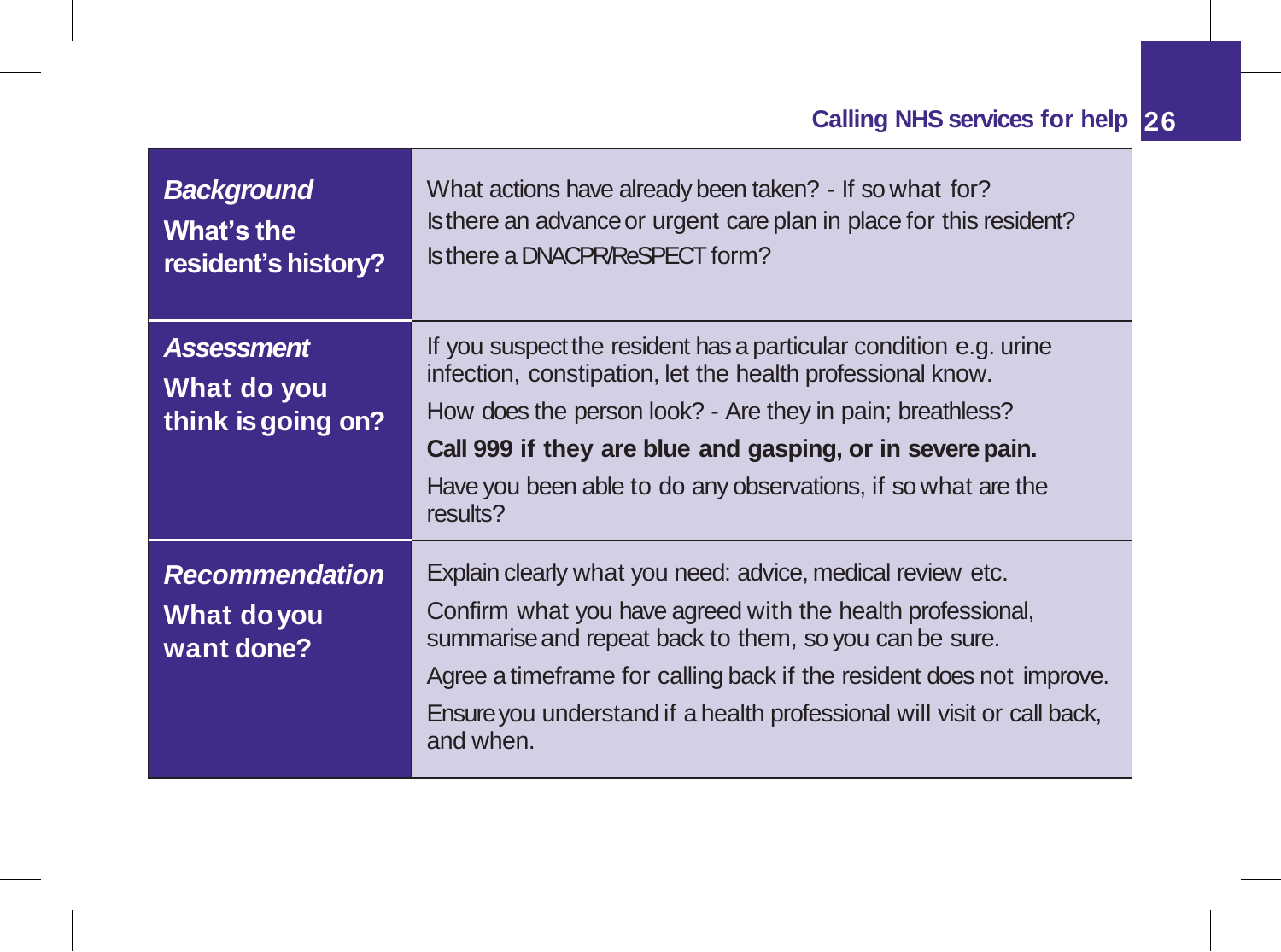| | |
|---|---|
| ***Background*** **What's the resident's history?** | What actions have already been taken? - If so what for?<br>Is there an advance or urgent care plan in place for this resident?<br>Is there a DNACPR/ReSPECT form? |
| ***Assessment*** **What do you think is going on?** | If you suspect the resident has a particular condition e.g. urine infection, constipation, let the health professional know.<br>How does the person look? - Are they in pain; breathless?<br>**Call 999 if they are blue and gasping, or in severe pain.**<br>Have you been able to do any observations, if so what are the results? |
| ***Recommendation*** **What do you want done?** | Explain clearly what you need: advice, medical review etc.<br>Confirm what you have agreed with the health professional, summarise and repeat back to them, so you can be sure.<br>Agree a timeframe for calling back if the resident does not improve.<br>Ensure you understand if a health professional will visit or call back, and when. |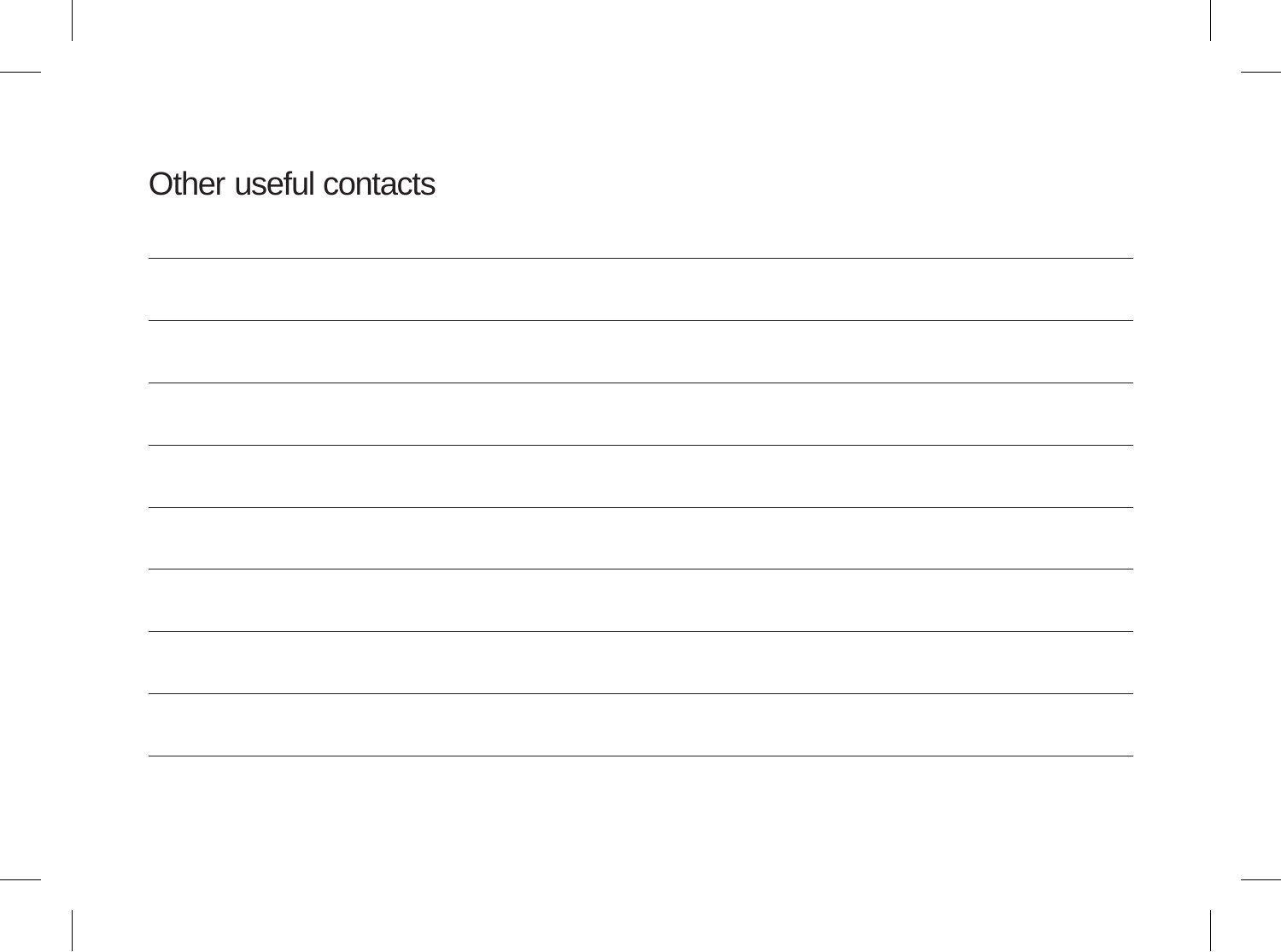# Other useful contacts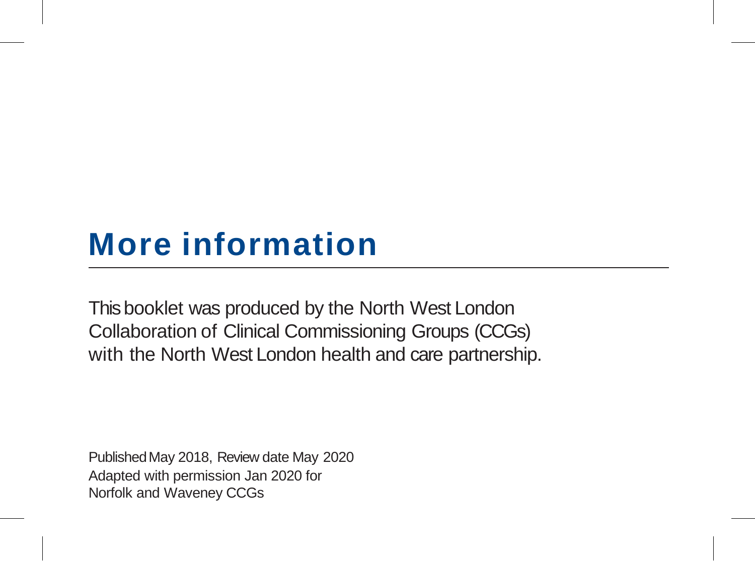# More information

This booklet was produced by the North West London Collaboration of Clinical Commissioning Groups (CCGs) with the North West London health and care partnership.

Published May 2018, Review date May 2020
Adapted with permission Jan 2020 for
Norfolk and Waveney CCGs